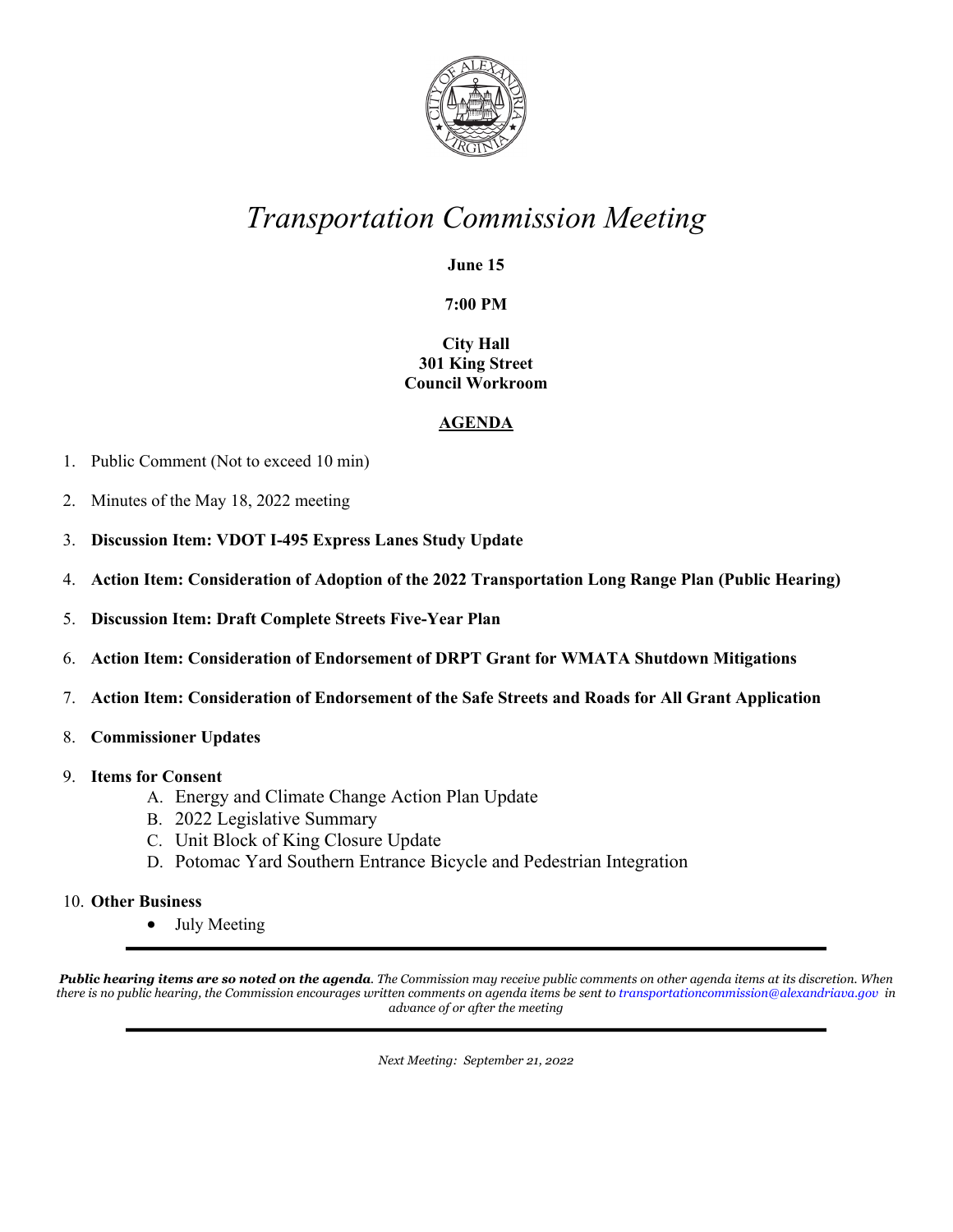# *Transportation Commission Meeting*

**June 15**

**7:00 PM**

**City Hall**
**301 King Street**
**Council Workroom**

## AGENDA

1. Public Comment (Not to exceed 10 min)
2. Minutes of the May 18, 2022 meeting
3. **Discussion Item: VDOT I-495 Express Lanes Study Update**
4. **Action Item: Consideration of Adoption of the 2022 Transportation Long Range Plan (Public Hearing)**
5. **Discussion Item: Draft Complete Streets Five-Year Plan**
6. **Action Item: Consideration of Endorsement of DRPT Grant for WMATA Shutdown Mitigations**
7. **Action Item: Consideration of Endorsement of the Safe Streets and Roads for All Grant Application**
8. **Commissioner Updates**
9. **Items for Consent**
   A. Energy and Climate Change Action Plan Update
   B. 2022 Legislative Summary
   C. Unit Block of King Closure Update
   D. Potomac Yard Southern Entrance Bicycle and Pedestrian Integration
10. **Other Business**
    - July Meeting

---

***Public hearing items are so noted on the agenda****. The Commission may receive public comments on other agenda items at its discretion. When there is no public hearing, the Commission encourages written comments on agenda items be sent to transportationcommission@alexandriava.gov in advance of or after the meeting*

---

*Next Meeting: September 21, 2022*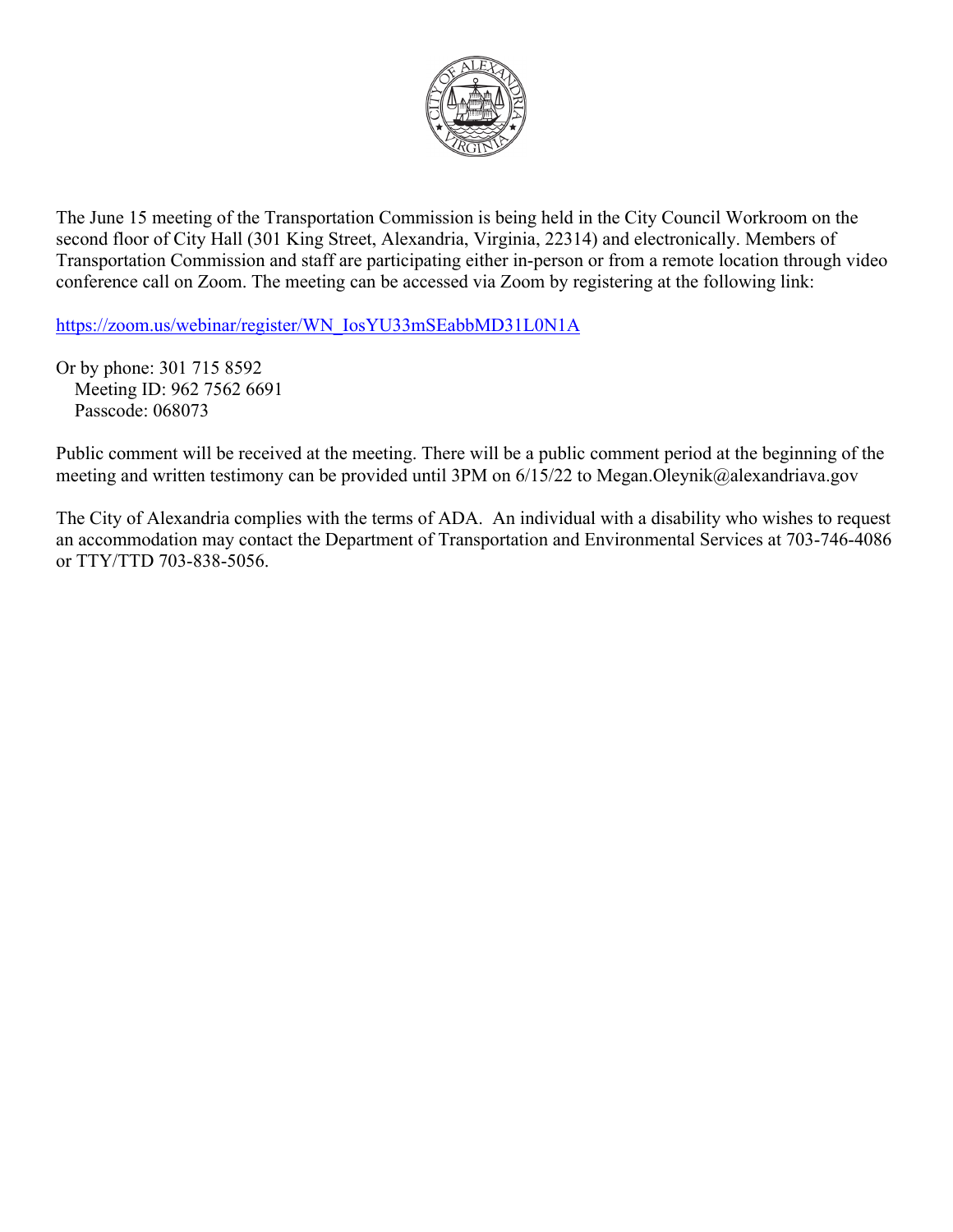The June 15 meeting of the Transportation Commission is being held in the City Council Workroom on the second floor of City Hall (301 King Street, Alexandria, Virginia, 22314) and electronically. Members of Transportation Commission and staff are participating either in-person or from a remote location through video conference call on Zoom. The meeting can be accessed via Zoom by registering at the following link:

https://zoom.us/webinar/register/WN_IosYU33mSEabbMD31L0N1A

Or by phone: 301 715 8592
Meeting ID: 962 7562 6691
Passcode: 068073

Public comment will be received at the meeting. There will be a public comment period at the beginning of the meeting and written testimony can be provided until 3PM on 6/15/22 to Megan.Oleynik@alexandriava.gov

The City of Alexandria complies with the terms of ADA. An individual with a disability who wishes to request an accommodation may contact the Department of Transportation and Environmental Services at 703-746-4086 or TTY/TTD 703-838-5056.